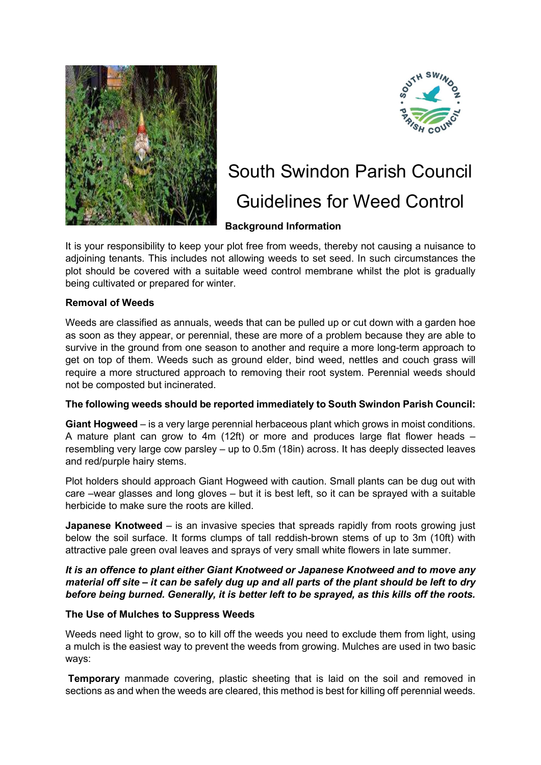# South Swindon Parish Council

# Guidelines for Weed Control

## Background Information

It is your responsibility to keep your plot free from weeds, thereby not causing a nuisance to adjoining tenants. This includes not allowing weeds to set seed. In such circumstances the plot should be covered with a suitable weed control membrane whilst the plot is gradually being cultivated or prepared for winter.

### Removal of Weeds

Weeds are classified as annuals, weeds that can be pulled up or cut down with a garden hoe as soon as they appear, or perennial, these are more of a problem because they are able to survive in the ground from one season to another and require a more long-term approach to get on top of them. Weeds such as ground elder, bind weed, nettles and couch grass will require a more structured approach to removing their root system. Perennial weeds should not be composted but incinerated.

**The following weeds should be reported immediately to South Swindon Parish Council:**

**Giant Hogweed** – is a very large perennial herbaceous plant which grows in moist conditions. A mature plant can grow to 4m (12ft) or more and produces large flat flower heads – resembling very large cow parsley – up to 0.5m (18in) across. It has deeply dissected leaves and red/purple hairy stems.

Plot holders should approach Giant Hogweed with caution. Small plants can be dug out with care –wear glasses and long gloves – but it is best left, so it can be sprayed with a suitable herbicide to make sure the roots are killed.

**Japanese Knotweed** – is an invasive species that spreads rapidly from roots growing just below the soil surface. It forms clumps of tall reddish-brown stems of up to 3m (10ft) with attractive pale green oval leaves and sprays of very small white flowers in late summer.

***It is an offence to plant either Giant Knotweed or Japanese Knotweed and to move any material off site – it can be safely dug up and all parts of the plant should be left to dry before being burned. Generally, it is better left to be sprayed, as this kills off the roots.***

### The Use of Mulches to Suppress Weeds

Weeds need light to grow, so to kill off the weeds you need to exclude them from light, using a mulch is the easiest way to prevent the weeds from growing. Mulches are used in two basic ways:

**Temporary** manmade covering, plastic sheeting that is laid on the soil and removed in sections as and when the weeds are cleared, this method is best for killing off perennial weeds.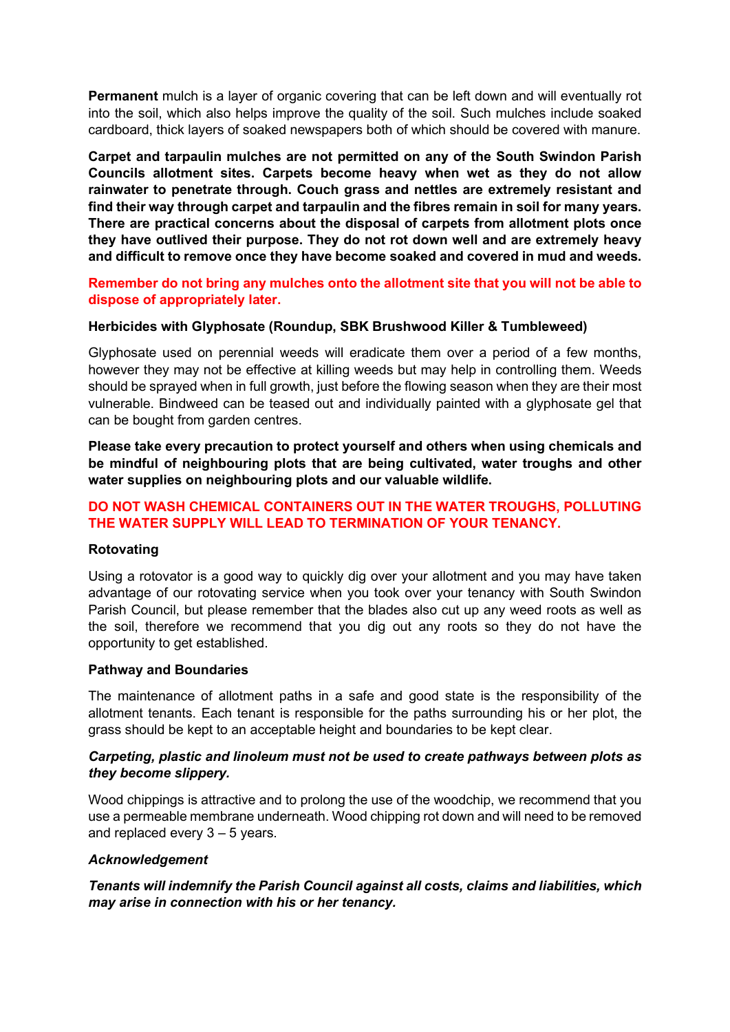**Permanent** mulch is a layer of organic covering that can be left down and will eventually rot into the soil, which also helps improve the quality of the soil. Such mulches include soaked cardboard, thick layers of soaked newspapers both of which should be covered with manure.

**Carpet and tarpaulin mulches are not permitted on any of the South Swindon Parish Councils allotment sites. Carpets become heavy when wet as they do not allow rainwater to penetrate through. Couch grass and nettles are extremely resistant and find their way through carpet and tarpaulin and the fibres remain in soil for many years. There are practical concerns about the disposal of carpets from allotment plots once they have outlived their purpose. They do not rot down well and are extremely heavy and difficult to remove once they have become soaked and covered in mud and weeds.**

**Remember do not bring any mulches onto the allotment site that you will not be able to dispose of appropriately later.**

**Herbicides with Glyphosate (Roundup, SBK Brushwood Killer & Tumbleweed)**

Glyphosate used on perennial weeds will eradicate them over a period of a few months, however they may not be effective at killing weeds but may help in controlling them. Weeds should be sprayed when in full growth, just before the flowing season when they are their most vulnerable. Bindweed can be teased out and individually painted with a glyphosate gel that can be bought from garden centres.

**Please take every precaution to protect yourself and others when using chemicals and be mindful of neighbouring plots that are being cultivated, water troughs and other water supplies on neighbouring plots and our valuable wildlife.**

**DO NOT WASH CHEMICAL CONTAINERS OUT IN THE WATER TROUGHS, POLLUTING THE WATER SUPPLY WILL LEAD TO TERMINATION OF YOUR TENANCY.**

**Rotovating**

Using a rotovator is a good way to quickly dig over your allotment and you may have taken advantage of our rotovating service when you took over your tenancy with South Swindon Parish Council, but please remember that the blades also cut up any weed roots as well as the soil, therefore we recommend that you dig out any roots so they do not have the opportunity to get established.

**Pathway and Boundaries**

The maintenance of allotment paths in a safe and good state is the responsibility of the allotment tenants. Each tenant is responsible for the paths surrounding his or her plot, the grass should be kept to an acceptable height and boundaries to be kept clear.

***Carpeting, plastic and linoleum must not be used to create pathways between plots as they become slippery.***

Wood chippings is attractive and to prolong the use of the woodchip, we recommend that you use a permeable membrane underneath. Wood chipping rot down and will need to be removed and replaced every 3 – 5 years.

***Acknowledgement***

***Tenants will indemnify the Parish Council against all costs, claims and liabilities, which may arise in connection with his or her tenancy.***